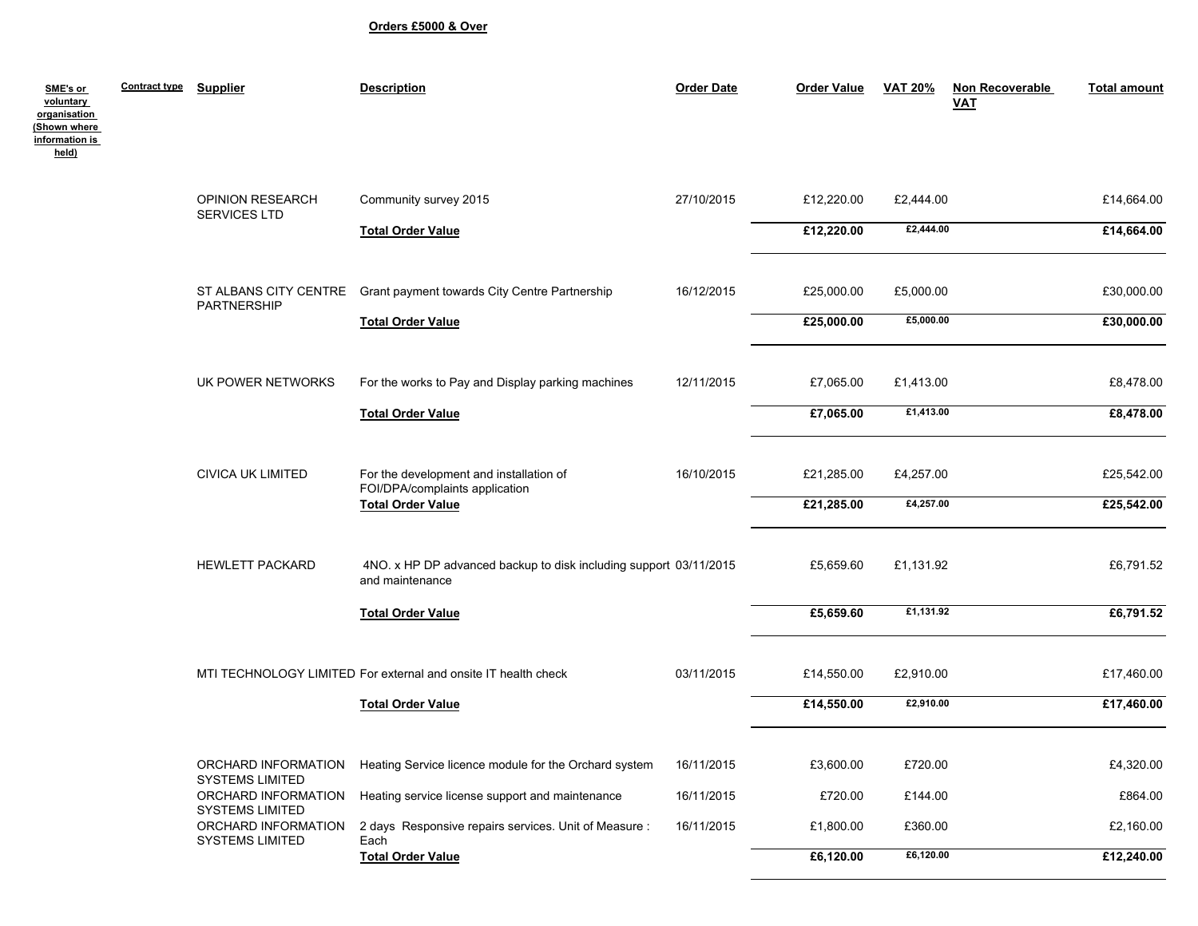**Orders £5000 & Over**

| SME's or voluntary organisation (Shown where information is held) | Contract type | Supplier | Description | Order Date | Order Value | VAT 20% | Non Recoverable VAT | Total amount |
|---|---|---|---|---|---|---|---|---|
| | | OPINION RESEARCH SERVICES LTD | Community survey 2015 | 27/10/2015 | £12,220.00 | £2,444.00 | | £14,664.00 |
| | | | **Total Order Value** | | **£12,220.00** | **£2,444.00** | | **£14,664.00** |
| | | ST ALBANS CITY CENTRE PARTNERSHIP | Grant payment towards City Centre Partnership | 16/12/2015 | £25,000.00 | £5,000.00 | | £30,000.00 |
| | | | **Total Order Value** | | **£25,000.00** | **£5,000.00** | | **£30,000.00** |
| | | UK POWER NETWORKS | For the works to Pay and Display parking machines | 12/11/2015 | £7,065.00 | £1,413.00 | | £8,478.00 |
| | | | **Total Order Value** | | **£7,065.00** | **£1,413.00** | | **£8,478.00** |
| | | CIVICA UK LIMITED | For the development and installation of FOI/DPA/complaints application | 16/10/2015 | £21,285.00 | £4,257.00 | | £25,542.00 |
| | | | **Total Order Value** | | **£21,285.00** | **£4,257.00** | | **£25,542.00** |
| | | HEWLETT PACKARD | 4NO. x HP DP advanced backup to disk including support and maintenance | 03/11/2015 | £5,659.60 | £1,131.92 | | £6,791.52 |
| | | | **Total Order Value** | | **£5,659.60** | **£1,131.92** | | **£6,791.52** |
| | | MTI TECHNOLOGY LIMITED | For external and onsite IT health check | 03/11/2015 | £14,550.00 | £2,910.00 | | £17,460.00 |
| | | | **Total Order Value** | | **£14,550.00** | **£2,910.00** | | **£17,460.00** |
| | | ORCHARD INFORMATION SYSTEMS LIMITED | Heating Service licence module for the Orchard system | 16/11/2015 | £3,600.00 | £720.00 | | £4,320.00 |
| | | ORCHARD INFORMATION SYSTEMS LIMITED | Heating service license support and maintenance | 16/11/2015 | £720.00 | £144.00 | | £864.00 |
| | | ORCHARD INFORMATION SYSTEMS LIMITED | 2 days Responsive repairs services. Unit of Measure : Each | 16/11/2015 | £1,800.00 | £360.00 | | £2,160.00 |
| | | | **Total Order Value** | | **£6,120.00** | **£6,120.00** | | **£12,240.00** |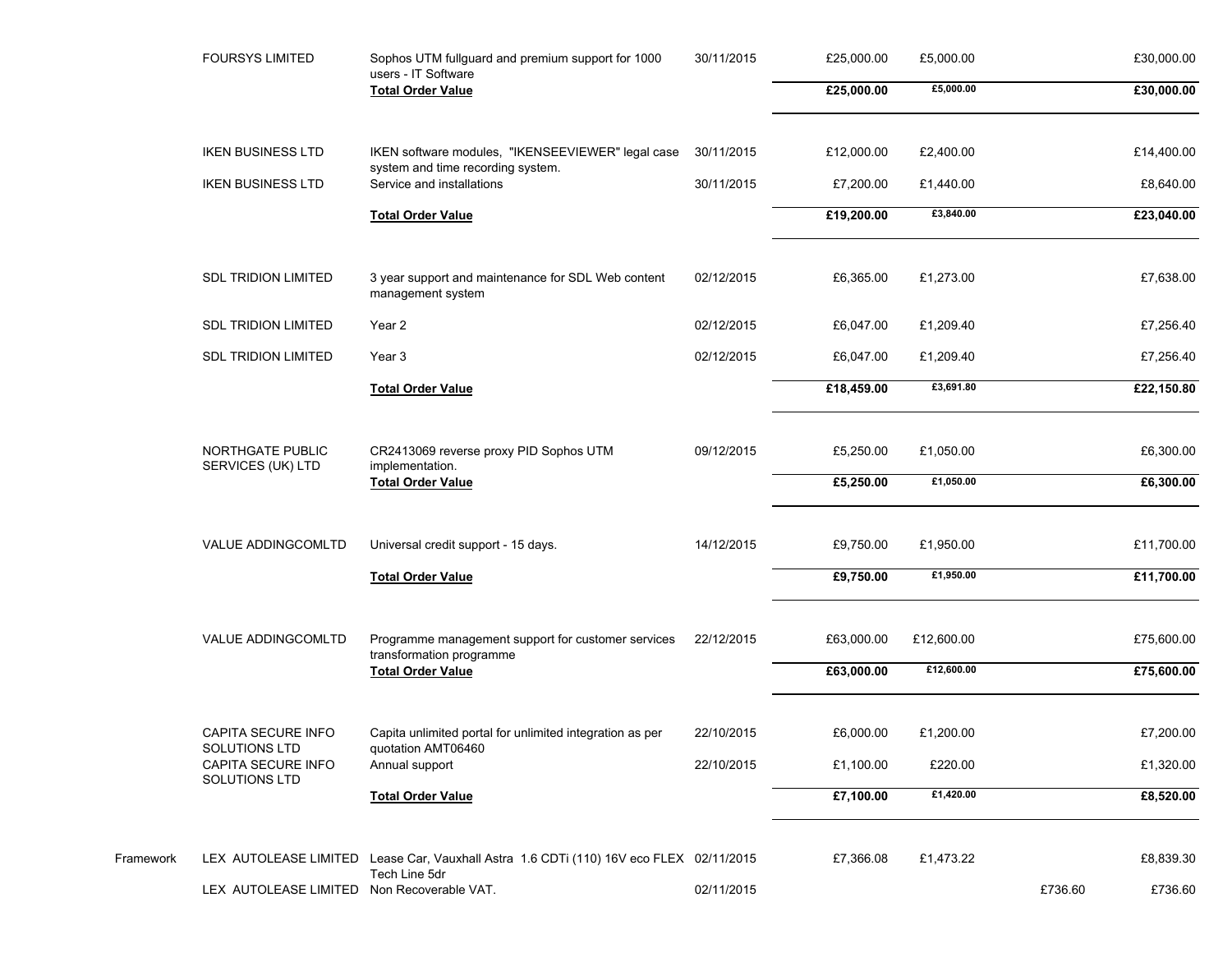| | Supplier | Description | Date | Net | VAT | Non Recoverable VAT | Total |
|---|---|---|---|---|---|---|---|
| | FOURSYS LIMITED | Sophos UTM fullguard and premium support for 1000 users - IT Software | 30/11/2015 | £25,000.00 | £5,000.00 | | £30,000.00 |
| | | **Total Order Value** | | **£25,000.00** | **£5,000.00** | | **£30,000.00** |
| | IKEN BUSINESS LTD | IKEN software modules, "IKENSEEVIEWER" legal case system and time recording system. | 30/11/2015 | £12,000.00 | £2,400.00 | | £14,400.00 |
| | IKEN BUSINESS LTD | Service and installations | 30/11/2015 | £7,200.00 | £1,440.00 | | £8,640.00 |
| | | **Total Order Value** | | **£19,200.00** | **£3,840.00** | | **£23,040.00** |
| | SDL TRIDION LIMITED | 3 year support and maintenance for SDL Web content management system | 02/12/2015 | £6,365.00 | £1,273.00 | | £7,638.00 |
| | SDL TRIDION LIMITED | Year 2 | 02/12/2015 | £6,047.00 | £1,209.40 | | £7,256.40 |
| | SDL TRIDION LIMITED | Year 3 | 02/12/2015 | £6,047.00 | £1,209.40 | | £7,256.40 |
| | | **Total Order Value** | | **£18,459.00** | **£3,691.80** | | **£22,150.80** |
| | NORTHGATE PUBLIC SERVICES (UK) LTD | CR2413069 reverse proxy PID Sophos UTM implementation. | 09/12/2015 | £5,250.00 | £1,050.00 | | £6,300.00 |
| | | **Total Order Value** | | **£5,250.00** | **£1,050.00** | | **£6,300.00** |
| | VALUE ADDINGCOMLTD | Universal credit support - 15 days. | 14/12/2015 | £9,750.00 | £1,950.00 | | £11,700.00 |
| | | **Total Order Value** | | **£9,750.00** | **£1,950.00** | | **£11,700.00** |
| | VALUE ADDINGCOMLTD | Programme management support for customer services transformation programme | 22/12/2015 | £63,000.00 | £12,600.00 | | £75,600.00 |
| | | **Total Order Value** | | **£63,000.00** | **£12,600.00** | | **£75,600.00** |
| | CAPITA SECURE INFO SOLUTIONS LTD | Capita unlimited portal for unlimited integration as per quotation AMT06460 | 22/10/2015 | £6,000.00 | £1,200.00 | | £7,200.00 |
| | CAPITA SECURE INFO SOLUTIONS LTD | Annual support | 22/10/2015 | £1,100.00 | £220.00 | | £1,320.00 |
| | | **Total Order Value** | | **£7,100.00** | **£1,420.00** | | **£8,520.00** |
| Framework | LEX AUTOLEASE LIMITED | Lease Car, Vauxhall Astra 1.6 CDTi (110) 16V eco FLEX Tech Line 5dr | 02/11/2015 | £7,366.08 | £1,473.22 | | £8,839.30 |
| | LEX AUTOLEASE LIMITED | Non Recoverable VAT. | 02/11/2015 | | | £736.60 | £736.60 |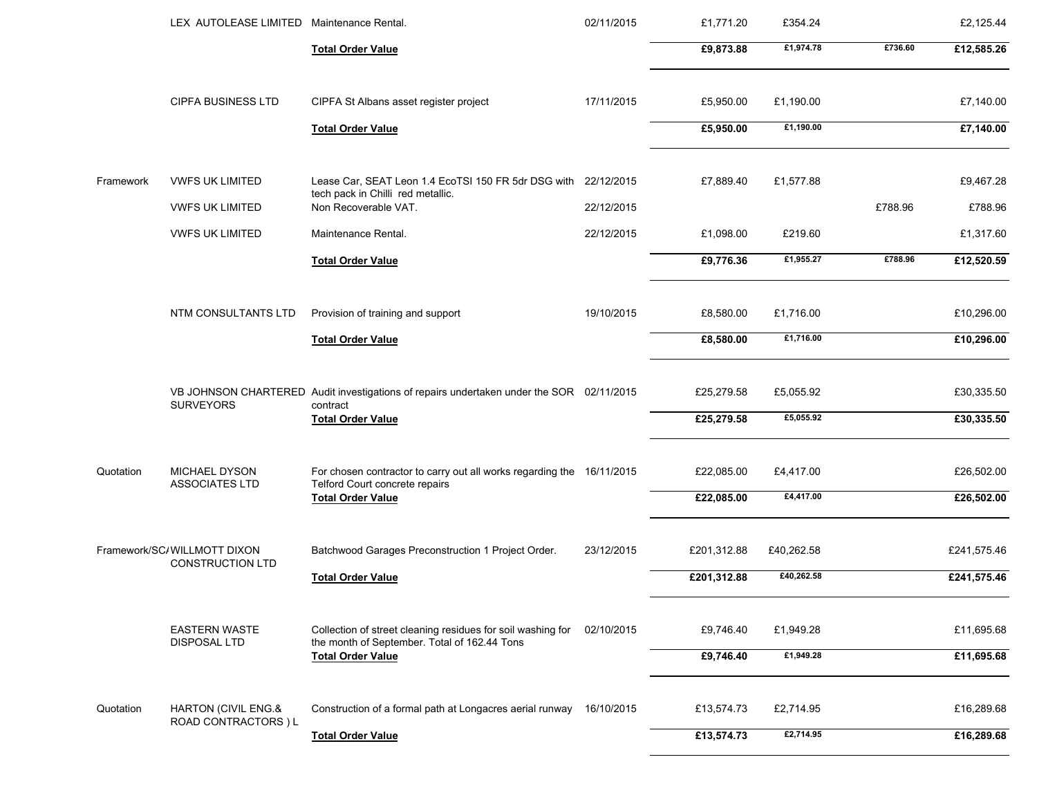| | | | | | | | |
|---|---|---|---|---|---|---|---|
| | LEX AUTOLEASE LIMITED | Maintenance Rental. | 02/11/2015 | £1,771.20 | £354.24 | | £2,125.44 |
| | | **Total Order Value** | | **£9,873.88** | **£1,974.78** | **£736.60** | **£12,585.26** |
| | CIPFA BUSINESS LTD | CIPFA St Albans asset register project | 17/11/2015 | £5,950.00 | £1,190.00 | | £7,140.00 |
| | | **Total Order Value** | | **£5,950.00** | **£1,190.00** | | **£7,140.00** |
| Framework | VWFS UK LIMITED | Lease Car, SEAT Leon 1.4 EcoTSI 150 FR 5dr DSG with tech pack in Chilli red metallic. | 22/12/2015 | £7,889.40 | £1,577.88 | | £9,467.28 |
| | VWFS UK LIMITED | Non Recoverable VAT. | 22/12/2015 | | | £788.96 | £788.96 |
| | VWFS UK LIMITED | Maintenance Rental. | 22/12/2015 | £1,098.00 | £219.60 | | £1,317.60 |
| | | **Total Order Value** | | **£9,776.36** | **£1,955.27** | **£788.96** | **£12,520.59** |
| | NTM CONSULTANTS LTD | Provision of training and support | 19/10/2015 | £8,580.00 | £1,716.00 | | £10,296.00 |
| | | **Total Order Value** | | **£8,580.00** | **£1,716.00** | | **£10,296.00** |
| | VB JOHNSON CHARTERED SURVEYORS | Audit investigations of repairs undertaken under the SOR contract | 02/11/2015 | £25,279.58 | £5,055.92 | | £30,335.50 |
| | | **Total Order Value** | | **£25,279.58** | **£5,055.92** | | **£30,335.50** |
| Quotation | MICHAEL DYSON ASSOCIATES LTD | For chosen contractor to carry out all works regarding the Telford Court concrete repairs | 16/11/2015 | £22,085.00 | £4,417.00 | | £26,502.00 |
| | | **Total Order Value** | | **£22,085.00** | **£4,417.00** | | **£26,502.00** |
| Framework/SC/ | WILLMOTT DIXON CONSTRUCTION LTD | Batchwood Garages Preconstruction 1 Project Order. | 23/12/2015 | £201,312.88 | £40,262.58 | | £241,575.46 |
| | | **Total Order Value** | | **£201,312.88** | **£40,262.58** | | **£241,575.46** |
| | EASTERN WASTE DISPOSAL LTD | Collection of street cleaning residues for soil washing for the month of September. Total of 162.44 Tons | 02/10/2015 | £9,746.40 | £1,949.28 | | £11,695.68 |
| | | **Total Order Value** | | **£9,746.40** | **£1,949.28** | | **£11,695.68** |
| Quotation | HARTON (CIVIL ENG.& ROAD CONTRACTORS ) L | Construction of a formal path at Longacres aerial runway | 16/10/2015 | £13,574.73 | £2,714.95 | | £16,289.68 |
| | | **Total Order Value** | | **£13,574.73** | **£2,714.95** | | **£16,289.68** |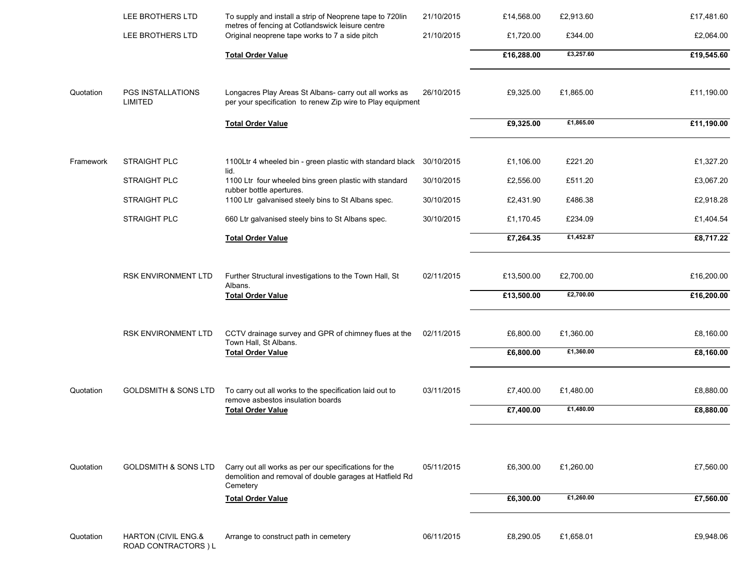| | | | | | | |
|---|---|---|---|---|---|---|
| | LEE BROTHERS LTD | To supply and install a strip of Neoprene tape to 720lin metres of fencing at Cotlandswick leisure centre | 21/10/2015 | £14,568.00 | £2,913.60 | £17,481.60 |
| | LEE BROTHERS LTD | Original neoprene tape works to 7 a side pitch | 21/10/2015 | £1,720.00 | £344.00 | £2,064.00 |
| | | **Total Order Value** | | **£16,288.00** | **£3,257.60** | **£19,545.60** |
| Quotation | PGS INSTALLATIONS LIMITED | Longacres Play Areas St Albans- carry out all works as per your specification to renew Zip wire to Play equipment | 26/10/2015 | £9,325.00 | £1,865.00 | £11,190.00 |
| | | **Total Order Value** | | **£9,325.00** | **£1,865.00** | **£11,190.00** |
| Framework | STRAIGHT PLC | 1100Ltr 4 wheeled bin - green plastic with standard black lid. | 30/10/2015 | £1,106.00 | £221.20 | £1,327.20 |
| | STRAIGHT PLC | 1100 Ltr four wheeled bins green plastic with standard rubber bottle apertures. | 30/10/2015 | £2,556.00 | £511.20 | £3,067.20 |
| | STRAIGHT PLC | 1100 Ltr galvanised steely bins to St Albans spec. | 30/10/2015 | £2,431.90 | £486.38 | £2,918.28 |
| | STRAIGHT PLC | 660 Ltr galvanised steely bins to St Albans spec. | 30/10/2015 | £1,170.45 | £234.09 | £1,404.54 |
| | | **Total Order Value** | | **£7,264.35** | **£1,452.87** | **£8,717.22** |
| | RSK ENVIRONMENT LTD | Further Structural investigations to the Town Hall, St Albans. | 02/11/2015 | £13,500.00 | £2,700.00 | £16,200.00 |
| | | **Total Order Value** | | **£13,500.00** | **£2,700.00** | **£16,200.00** |
| | RSK ENVIRONMENT LTD | CCTV drainage survey and GPR of chimney flues at the Town Hall, St Albans. | 02/11/2015 | £6,800.00 | £1,360.00 | £8,160.00 |
| | | **Total Order Value** | | **£6,800.00** | **£1,360.00** | **£8,160.00** |
| Quotation | GOLDSMITH & SONS LTD | To carry out all works to the specification laid out to remove asbestos insulation boards | 03/11/2015 | £7,400.00 | £1,480.00 | £8,880.00 |
| | | **Total Order Value** | | **£7,400.00** | **£1,480.00** | **£8,880.00** |
| Quotation | GOLDSMITH & SONS LTD | Carry out all works as per our specifications for the demolition and removal of double garages at Hatfield Rd Cemetery | 05/11/2015 | £6,300.00 | £1,260.00 | £7,560.00 |
| | | **Total Order Value** | | **£6,300.00** | **£1,260.00** | **£7,560.00** |
| Quotation | HARTON (CIVIL ENG.& ROAD CONTRACTORS ) L | Arrange to construct path in cemetery | 06/11/2015 | £8,290.05 | £1,658.01 | £9,948.06 |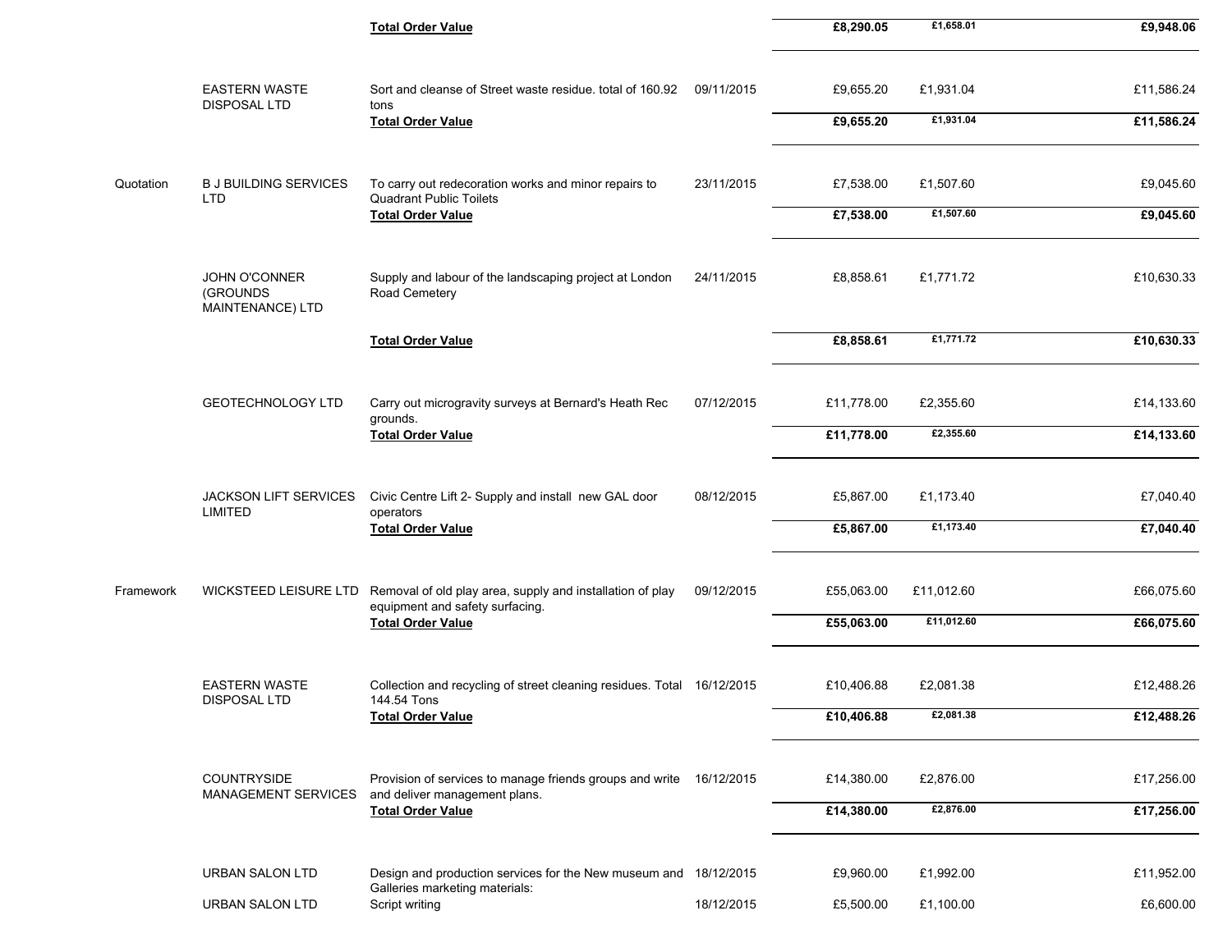| | | | | | | |
|---|---|---|---|---|---|---|
| | | **Total Order Value** | | **£8,290.05** | **£1,658.01** | **£9,948.06** |
| | EASTERN WASTE DISPOSAL LTD | Sort and cleanse of Street waste residue. total of 160.92 tons | 09/11/2015 | £9,655.20 | £1,931.04 | £11,586.24 |
| | | **Total Order Value** | | **£9,655.20** | **£1,931.04** | **£11,586.24** |
| Quotation | B J BUILDING SERVICES LTD | To carry out redecoration works and minor repairs to Quadrant Public Toilets | 23/11/2015 | £7,538.00 | £1,507.60 | £9,045.60 |
| | | **Total Order Value** | | **£7,538.00** | **£1,507.60** | **£9,045.60** |
| | JOHN O'CONNER (GROUNDS MAINTENANCE) LTD | Supply and labour of the landscaping project at London Road Cemetery | 24/11/2015 | £8,858.61 | £1,771.72 | £10,630.33 |
| | | **Total Order Value** | | **£8,858.61** | **£1,771.72** | **£10,630.33** |
| | GEOTECHNOLOGY LTD | Carry out microgravity surveys at Bernard's Heath Rec grounds. | 07/12/2015 | £11,778.00 | £2,355.60 | £14,133.60 |
| | | **Total Order Value** | | **£11,778.00** | **£2,355.60** | **£14,133.60** |
| | JACKSON LIFT SERVICES LIMITED | Civic Centre Lift 2- Supply and install new GAL door operators | 08/12/2015 | £5,867.00 | £1,173.40 | £7,040.40 |
| | | **Total Order Value** | | **£5,867.00** | **£1,173.40** | **£7,040.40** |
| Framework | WICKSTEED LEISURE LTD | Removal of old play area, supply and installation of play equipment and safety surfacing. | 09/12/2015 | £55,063.00 | £11,012.60 | £66,075.60 |
| | | **Total Order Value** | | **£55,063.00** | **£11,012.60** | **£66,075.60** |
| | EASTERN WASTE DISPOSAL LTD | Collection and recycling of street cleaning residues. Total 144.54 Tons | 16/12/2015 | £10,406.88 | £2,081.38 | £12,488.26 |
| | | **Total Order Value** | | **£10,406.88** | **£2,081.38** | **£12,488.26** |
| | COUNTRYSIDE MANAGEMENT SERVICES | Provision of services to manage friends groups and write and deliver management plans. | 16/12/2015 | £14,380.00 | £2,876.00 | £17,256.00 |
| | | **Total Order Value** | | **£14,380.00** | **£2,876.00** | **£17,256.00** |
| | URBAN SALON LTD | Design and production services for the New museum and Galleries marketing materials: | 18/12/2015 | £9,960.00 | £1,992.00 | £11,952.00 |
| | URBAN SALON LTD | Script writing | 18/12/2015 | £5,500.00 | £1,100.00 | £6,600.00 |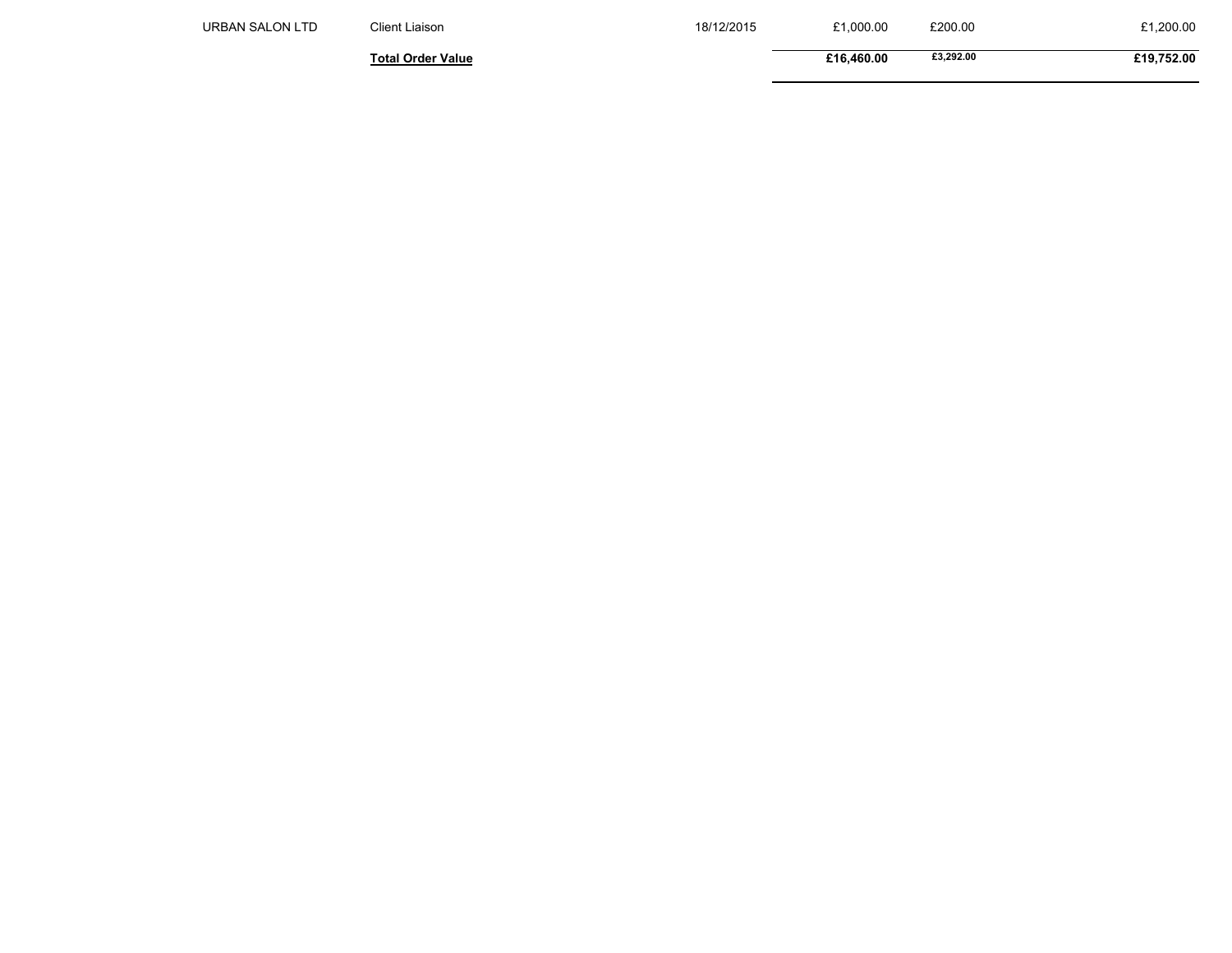| | | | | | |
|---|---|---|---|---|---|
| URBAN SALON LTD | Client Liaison | 18/12/2015 | £1,000.00 | £200.00 | £1,200.00 |
| | **Total Order Value** | | **£16,460.00** | **£3,292.00** | **£19,752.00** |